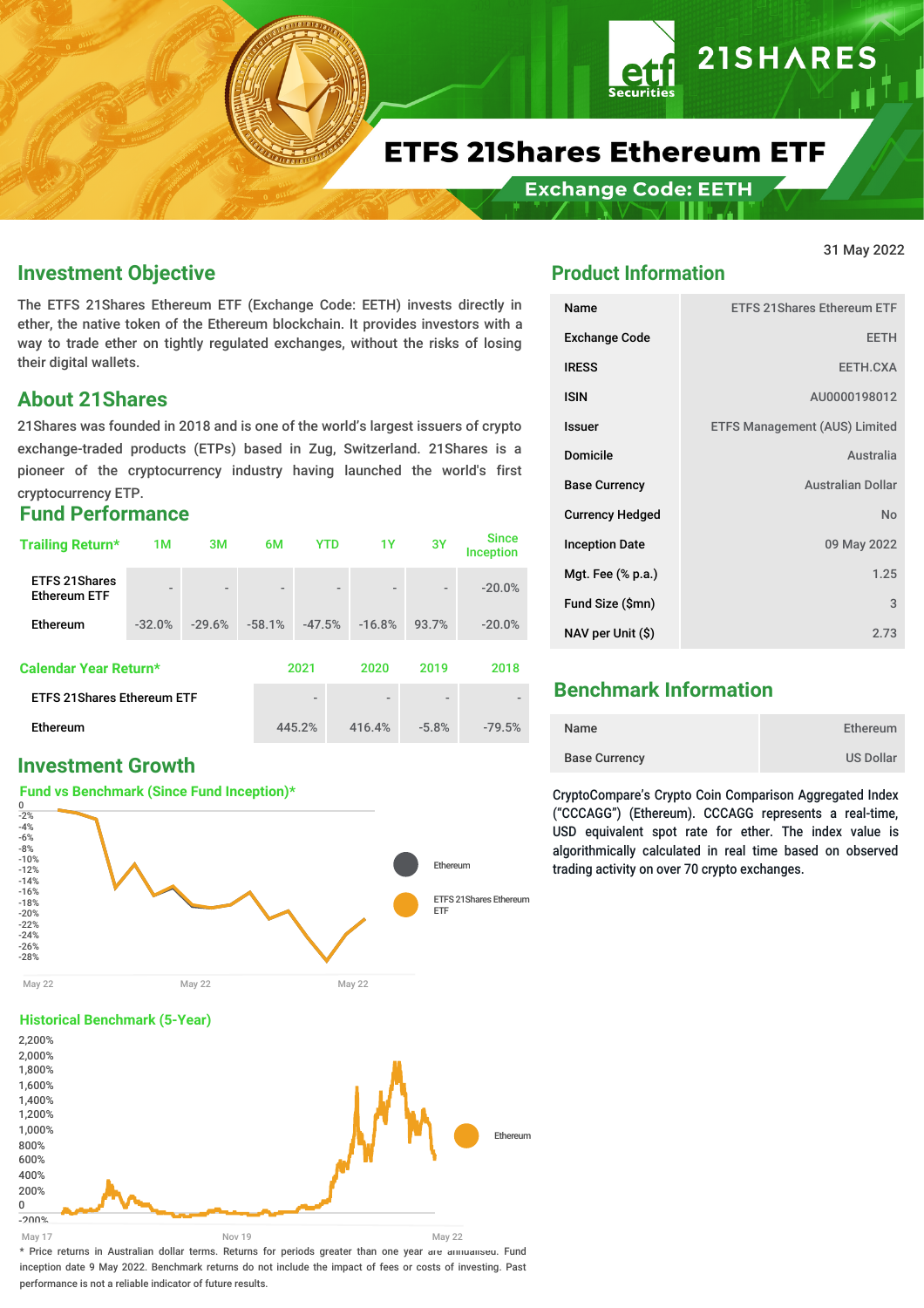# ETFS 21Shares Ethereum ETF

**Exchange Code: EETH**

31 May 2022

## Investment Objective

The ETFS 21Shares Ethereum ETF (Exchange Code: EETH) invests directly in ether, the native token of the Ethereum blockchain. It provides investors with a way to trade ether on tightly regulated exchanges, without the risks of losing their digital wallets.

## About 21Shares

21Shares was founded in 2018 and is one of the world's largest issuers of crypto exchange-traded products (ETPs) based in Zug, Switzerland. 21Shares is a pioneer of the cryptocurrency industry having launched the world's first cryptocurrency ETP.

## Fund Performance

| Trailing Return* | 1M | 3M | 6M | YTD | 1Y | 3Y | Since Inception |
|---|---|---|---|---|---|---|---|
| ETFS 21Shares Ethereum ETF | - | - | - | - | - | - | -20.0% |
| Ethereum | -32.0% | -29.6% | -58.1% | -47.5% | -16.8% | 93.7% | -20.0% |

| Calendar Year Return* | 2021 | 2020 | 2019 | 2018 |
|---|---|---|---|---|
| ETFS 21Shares Ethereum ETF | - | - | - | - |
| Ethereum | 445.2% | 416.4% | -5.8% | -79.5% |

## Investment Growth

### Fund vs Benchmark (Since Fund Inception)*

### Historical Benchmark (5-Year)

\* Price returns in Australian dollar terms. Returns for periods greater than one year are annualised. Fund inception date 9 May 2022. Benchmark returns do not include the impact of fees or costs of investing. Past performance is not a reliable indicator of future results.

## Product Information

| | |
|---|---|
| Name | ETFS 21Shares Ethereum ETF |
| Exchange Code | EETH |
| IRESS | EETH.CXA |
| ISIN | AU0000198012 |
| Issuer | ETFS Management (AUS) Limited |
| Domicile | Australia |
| Base Currency | Australian Dollar |
| Currency Hedged | No |
| Inception Date | 09 May 2022 |
| Mgt. Fee (% p.a.) | 1.25 |
| Fund Size ($mn) | 3 |
| NAV per Unit ($) | 2.73 |

## Benchmark Information

| | |
|---|---|
| Name | Ethereum |
| Base Currency | US Dollar |

CryptoCompare's Crypto Coin Comparison Aggregated Index ("CCCAGG") (Ethereum). CCCAGG represents a real-time, USD equivalent spot rate for ether. The index value is algorithmically calculated in real time based on observed trading activity on over 70 crypto exchanges.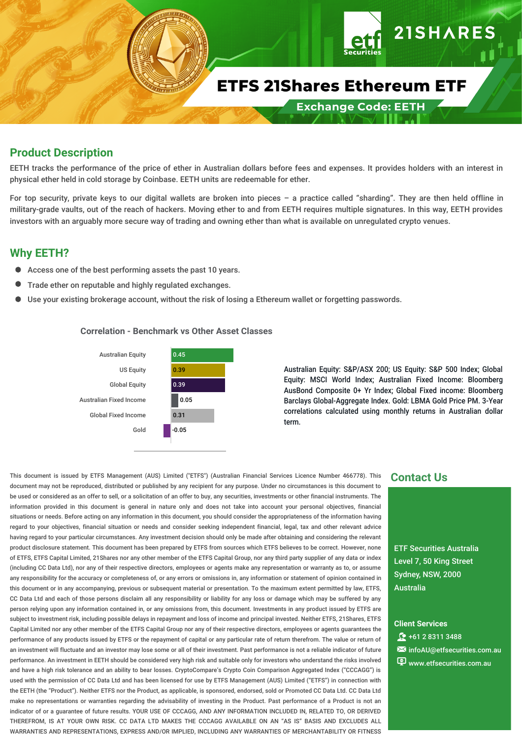# ETFS 21Shares Ethereum ETF

**Exchange Code: EETH**

## Product Description

EETH tracks the performance of the price of ether in Australian dollars before fees and expenses. It provides holders with an interest in physical ether held in cold storage by Coinbase. EETH units are redeemable for ether.

For top security, private keys to our digital wallets are broken into pieces – a practice called "sharding". They are then held offline in military-grade vaults, out of the reach of hackers. Moving ether to and from EETH requires multiple signatures. In this way, EETH provides investors with an arguably more secure way of trading and owning ether than what is available on unregulated crypto venues.

## Why EETH?

- Access one of the best performing assets the past 10 years.
- Trade ether on reputable and highly regulated exchanges.
- Use your existing brokerage account, without the risk of losing a Ethereum wallet or forgetting passwords.

### Correlation - Benchmark vs Other Asset Classes

Australian Equity 0.45
US Equity 0.39
Global Equity 0.39
Australian Fixed Income 0.05
Global Fixed Income 0.31
Gold -0.05

Australian Equity: S&P/ASX 200; US Equity: S&P 500 Index; Global Equity: MSCI World Index; Australian Fixed Income: Bloomberg AusBond Composite 0+ Yr Index; Global Fixed income: Bloomberg Barclays Global-Aggregate Index. Gold: LBMA Gold Price PM. 3-Year correlations calculated using monthly returns in Australian dollar term.

This document is issued by ETFS Management (AUS) Limited ("ETFS") (Australian Financial Services Licence Number 466778). This document may not be reproduced, distributed or published by any recipient for any purpose. Under no circumstances is this document to be used or considered as an offer to sell, or a solicitation of an offer to buy, any securities, investments or other financial instruments. The information provided in this document is general in nature only and does not take into account your personal objectives, financial situations or needs. Before acting on any information in this document, you should consider the appropriateness of the information having regard to your objectives, financial situation or needs and consider seeking independent financial, legal, tax and other relevant advice having regard to your particular circumstances. Any investment decision should only be made after obtaining and considering the relevant product disclosure statement. This document has been prepared by ETFS from sources which ETFS believes to be correct. However, none of ETFS, ETFS Capital Limited, 21Shares nor any other member of the ETFS Capital Group, nor any third party supplier of any data or index (including CC Data Ltd), nor any of their respective directors, employees or agents make any representation or warranty as to, or assume any responsibility for the accuracy or completeness of, or any errors or omissions in, any information or statement of opinion contained in this document or in any accompanying, previous or subsequent material or presentation. To the maximum extent permitted by law, ETFS, CC Data Ltd and each of those persons disclaim all any responsibility or liability for any loss or damage which may be suffered by any person relying upon any information contained in, or any omissions from, this document. Investments in any product issued by ETFS are subject to investment risk, including possible delays in repayment and loss of income and principal invested. Neither ETFS, 21Shares, ETFS Capital Limited nor any other member of the ETFS Capital Group nor any of their respective directors, employees or agents guarantees the performance of any products issued by ETFS or the repayment of capital or any particular rate of return therefrom. The value or return of an investment will fluctuate and an investor may lose some or all of their investment. Past performance is not a reliable indicator of future performance. An investment in EETH should be considered very high risk and suitable only for investors who understand the risks involved and have a high risk tolerance and an ability to bear losses. CryptoCompare's Crypto Coin Comparison Aggregated Index ("CCCAGG") is used with the permission of CC Data Ltd and has been licensed for use by ETFS Management (AUS) Limited ("ETFS") in connection with the EETH (the "Product"). Neither ETFS nor the Product, as applicable, is sponsored, endorsed, sold or Promoted CC Data Ltd. CC Data Ltd make no representations or warranties regarding the advisability of investing in the Product. Past performance of a Product is not an indicator of or a guarantee of future results. YOUR USE OF CCCAGG, AND ANY INFORMATION INCLUDED IN, RELATED TO, OR DERIVED THEREFROM, IS AT YOUR OWN RISK. CC DATA LTD MAKES THE CCCAGG AVAILABLE ON AN "AS IS" BASIS AND EXCLUDES ALL WARRANTIES AND REPRESENTATIONS, EXPRESS AND/OR IMPLIED, INCLUDING ANY WARRANTIES OF MERCHANTABILITY OR FITNESS

## Contact Us

ETF Securities Australia
Level 7, 50 King Street
Sydney, NSW, 2000
Australia

**Client Services**

+61 2 8311 3488
infoAU@etfsecurities.com.au
www.etfsecurities.com.au